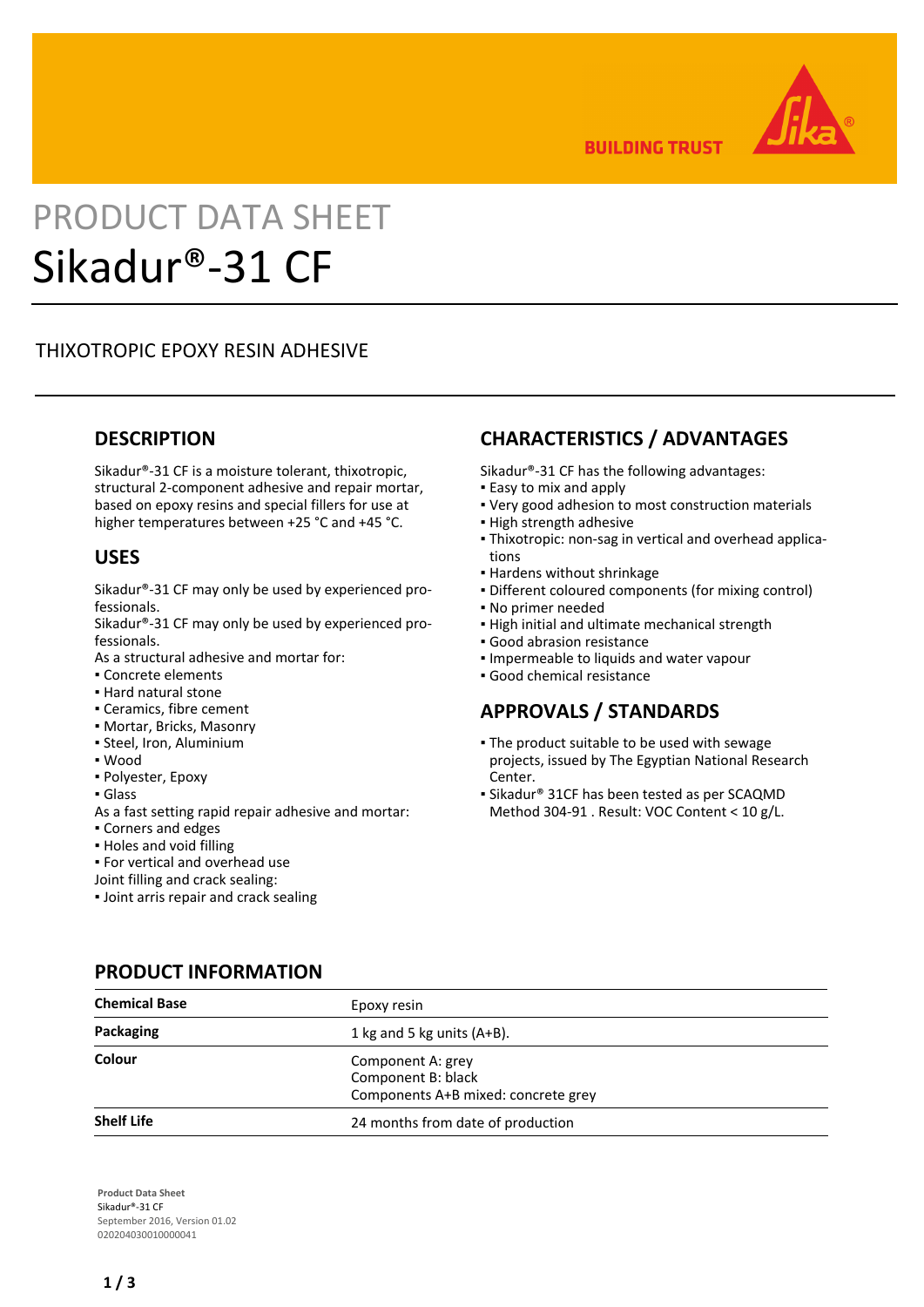# PRODUCT DATA SHEET

# Sikadur®-31 CF

THIXOTROPIC EPOXY RESIN ADHESIVE

## DESCRIPTION

Sikadur®-31 CF is a moisture tolerant, thixotropic, structural 2-component adhesive and repair mortar, based on epoxy resins and special fillers for use at higher temperatures between +25 °C and +45 °C.

## USES

Sikadur®-31 CF may only be used by experienced professionals.
Sikadur®-31 CF may only be used by experienced professionals.
As a structural adhesive and mortar for:
- Concrete elements
- Hard natural stone
- Ceramics, fibre cement
- Mortar, Bricks, Masonry
- Steel, Iron, Aluminium
- Wood
- Polyester, Epoxy
- Glass

As a fast setting rapid repair adhesive and mortar:
- Corners and edges
- Holes and void filling
- For vertical and overhead use

Joint filling and crack sealing:
- Joint arris repair and crack sealing

## CHARACTERISTICS / ADVANTAGES

Sikadur®-31 CF has the following advantages:
- Easy to mix and apply
- Very good adhesion to most construction materials
- High strength adhesive
- Thixotropic: non-sag in vertical and overhead applications
- Hardens without shrinkage
- Different coloured components (for mixing control)
- No primer needed
- High initial and ultimate mechanical strength
- Good abrasion resistance
- Impermeable to liquids and water vapour
- Good chemical resistance

## APPROVALS / STANDARDS

- The product suitable to be used with sewage projects, issued by The Egyptian National Research Center.
- Sikadur® 31CF has been tested as per SCAQMD Method 304-91 . Result: VOC Content < 10 g/L.

## PRODUCT INFORMATION

| | |
|---|---|
| **Chemical Base** | Epoxy resin |
| **Packaging** | 1 kg and 5 kg units (A+B). |
| **Colour** | Component A: grey<br>Component B: black<br>Components A+B mixed: concrete grey |
| **Shelf Life** | 24 months from date of production |

**Product Data Sheet**
Sikadur®-31 CF
September 2016, Version 01.02
020204030010000041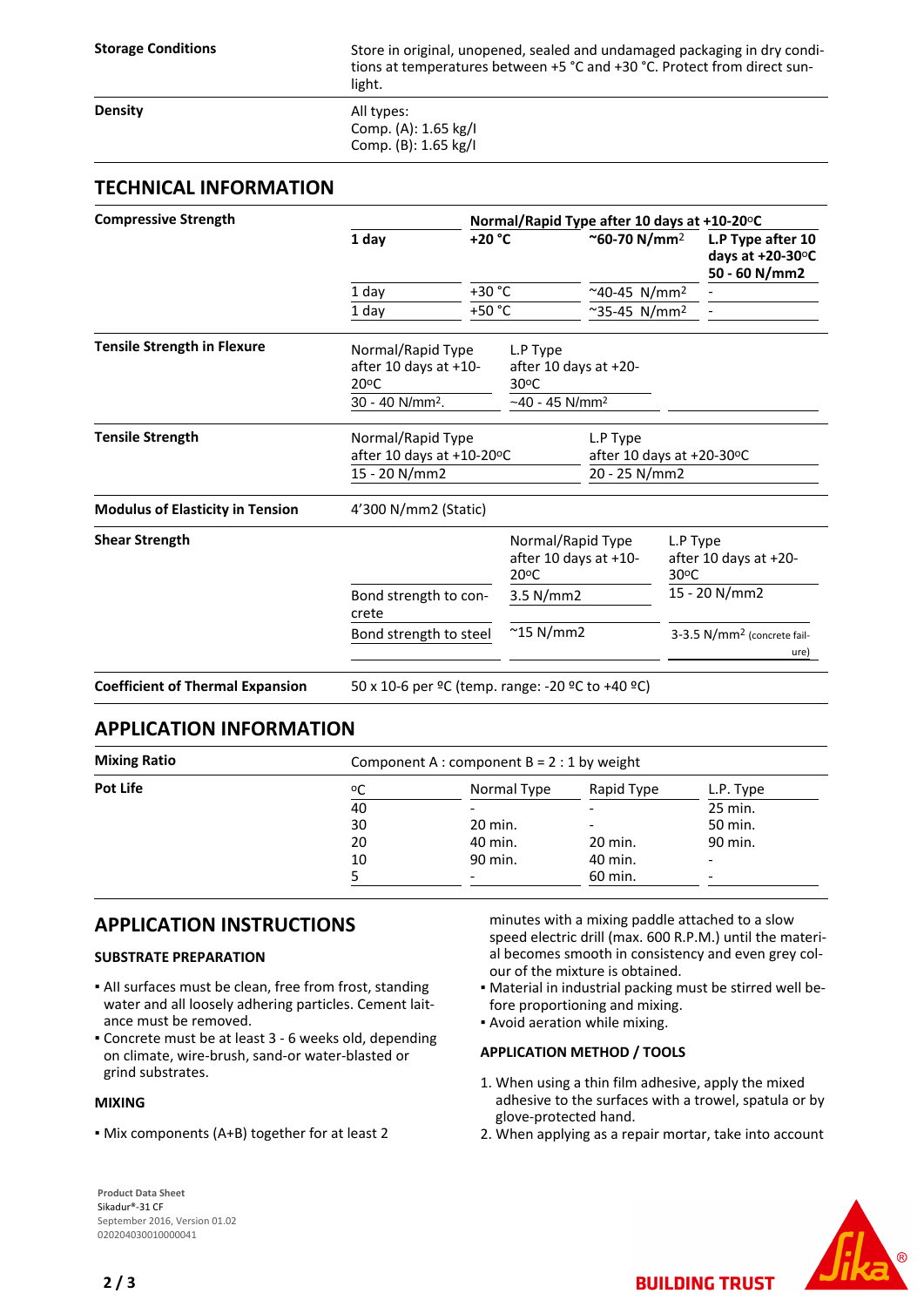| | |
|---|---|
| **Storage Conditions** | Store in original, unopened, sealed and undamaged packaging in dry conditions at temperatures between +5 °C and +30 °C. Protect from direct sunlight. |
| **Density** | All types:<br>Comp. (A): 1.65 kg/l<br>Comp. (B): 1.65 kg/l |

## TECHNICAL INFORMATION

**Compressive Strength**

| | Normal/Rapid Type after 10 days at +10-20ºC | | |
|---|---|---|---|
| **1 day** | **+20 °C** | **~60-70 N/mm²** | **L.P Type after 10 days at +20-30ºC 50 - 60 N/mm2** |
| 1 day | +30 °C | ~40-45 N/mm² | - |
| 1 day | +50 °C | ~35-45 N/mm² | - |

**Tensile Strength in Flexure**

| Normal/Rapid Type after 10 days at +10-20ºC | L.P Type after 10 days at +20-30ºC |
|---|---|
| 30 - 40 N/mm². | ~40 - 45 N/mm² |

**Tensile Strength**

| Normal/Rapid Type after 10 days at +10-20ºC | L.P Type after 10 days at +20-30ºC |
|---|---|
| 15 - 20 N/mm2 | 20 - 25 N/mm2 |

**Modulus of Elasticity in Tension**

4'300 N/mm2 (Static)

**Shear Strength**

| | Normal/Rapid Type after 10 days at +10-20ºC | L.P Type after 10 days at +20-30ºC |
|---|---|---|
| Bond strength to concrete | 3.5 N/mm2 | 15 - 20 N/mm2 |
| Bond strength to steel | ~15 N/mm2 | 3-3.5 N/mm² (concrete failure) |

**Coefficient of Thermal Expansion**

50 x 10-6 per ºC (temp. range: -20 ºC to +40 ºC)

## APPLICATION INFORMATION

**Mixing Ratio**

Component A : component B = 2 : 1 by weight

**Pot Life**

| ºC | Normal Type | Rapid Type | L.P. Type |
|---|---|---|---|
| 40 | - | - | 25 min. |
| 30 | 20 min. | - | 50 min. |
| 20 | 40 min. | 20 min. | 90 min. |
| 10 | 90 min. | 40 min. | - |
| 5 | - | 60 min. | - |

## APPLICATION INSTRUCTIONS

### SUBSTRATE PREPARATION

- All surfaces must be clean, free from frost, standing water and all loosely adhering particles. Cement laitance must be removed.
- Concrete must be at least 3 - 6 weeks old, depending on climate, wire-brush, sand-or water-blasted or grind substrates.

### MIXING

- Mix components (A+B) together for at least 2 minutes with a mixing paddle attached to a slow speed electric drill (max. 600 R.P.M.) until the material becomes smooth in consistency and even grey colour of the mixture is obtained.
- Material in industrial packing must be stirred well before proportioning and mixing.
- Avoid aeration while mixing.

### APPLICATION METHOD / TOOLS

1. When using a thin film adhesive, apply the mixed adhesive to the surfaces with a trowel, spatula or by glove-protected hand.
2. When applying as a repair mortar, take into account

**Product Data Sheet**
Sikadur®-31 CF
September 2016, Version 01.02
020204030010000041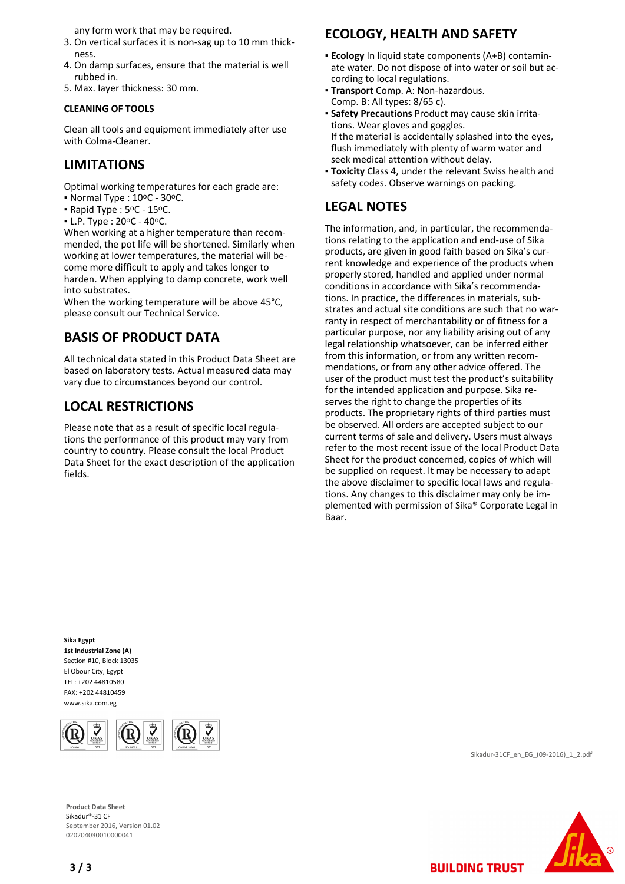any form work that may be required.

3. On vertical surfaces it is non-sag up to 10 mm thickness.
4. On damp surfaces, ensure that the material is well rubbed in.
5. Max. layer thickness: 30 mm.

### CLEANING OF TOOLS

Clean all tools and equipment immediately after use with Colma-Cleaner.

## LIMITATIONS

Optimal working temperatures for each grade are:

- Normal Type : 10ºC - 30ºC.
- Rapid Type : 5ºC - 15ºC.
- L.P. Type : 20ºC - 40ºC.

When working at a higher temperature than recommended, the pot life will be shortened. Similarly when working at lower temperatures, the material will become more difficult to apply and takes longer to harden. When applying to damp concrete, work well into substrates.
When the working temperature will be above 45°C, please consult our Technical Service.

## BASIS OF PRODUCT DATA

All technical data stated in this Product Data Sheet are based on laboratory tests. Actual measured data may vary due to circumstances beyond our control.

## LOCAL RESTRICTIONS

Please note that as a result of specific local regulations the performance of this product may vary from country to country. Please consult the local Product Data Sheet for the exact description of the application fields.

## ECOLOGY, HEALTH AND SAFETY

- **Ecology** In liquid state components (A+B) contaminate water. Do not dispose of into water or soil but according to local regulations.
- **Transport** Comp. A: Non-hazardous.
  Comp. B: All types: 8/65 c).
- **Safety Precautions** Product may cause skin irritations. Wear gloves and goggles.
  If the material is accidentally splashed into the eyes, flush immediately with plenty of warm water and seek medical attention without delay.
- **Toxicity** Class 4, under the relevant Swiss health and safety codes. Observe warnings on packing.

## LEGAL NOTES

The information, and, in particular, the recommendations relating to the application and end-use of Sika products, are given in good faith based on Sika's current knowledge and experience of the products when properly stored, handled and applied under normal conditions in accordance with Sika's recommendations. In practice, the differences in materials, substrates and actual site conditions are such that no warranty in respect of merchantability or of fitness for a particular purpose, nor any liability arising out of any legal relationship whatsoever, can be inferred either from this information, or from any written recommendations, or from any other advice offered. The user of the product must test the product's suitability for the intended application and purpose. Sika reserves the right to change the properties of its products. The proprietary rights of third parties must be observed. All orders are accepted subject to our current terms of sale and delivery. Users must always refer to the most recent issue of the local Product Data Sheet for the product concerned, copies of which will be supplied on request. It may be necessary to adapt the above disclaimer to specific local laws and regulations. Any changes to this disclaimer may only be implemented with permission of Sika® Corporate Legal in Baar.

**Sika Egypt**
**1st Industrial Zone (A)**
Section #10, Block 13035
El Obour City, Egypt
TEL: +202 44810580
FAX: +202 44810459
www.sika.com.eg

Sikadur-31CF_en_EG_(09-2016)_1_2.pdf

**Product Data Sheet**
Sikadur®-31 CF
September 2016, Version 01.02
020204030010000041

**BUILDING TRUST**